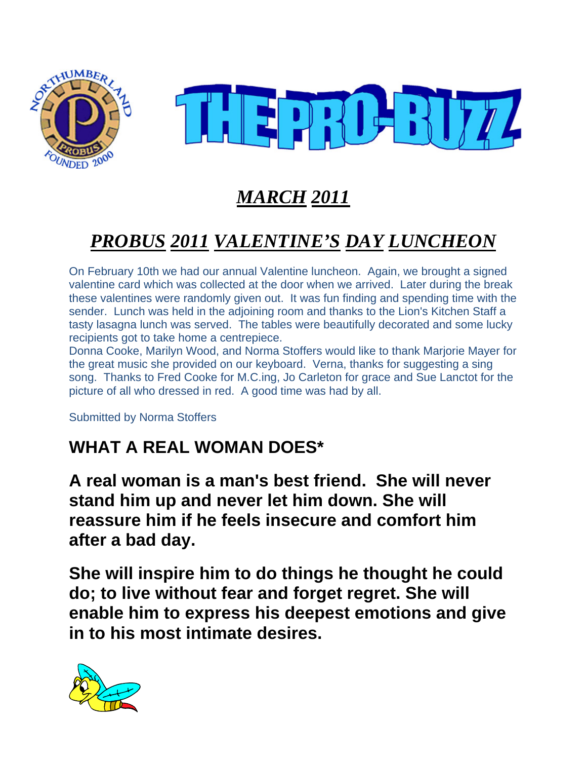# THE PRO-BUZZ

## *MARCH 2011*

## *PROBUS 2011 VALENTINE'S DAY LUNCHEON*

On February 10th we had our annual Valentine luncheon. Again, we brought a signed valentine card which was collected at the door when we arrived. Later during the break these valentines were randomly given out. It was fun finding and spending time with the sender. Lunch was held in the adjoining room and thanks to the Lion's Kitchen Staff a tasty lasagna lunch was served. The tables were beautifully decorated and some lucky recipients got to take home a centrepiece.
Donna Cooke, Marilyn Wood, and Norma Stoffers would like to thank Marjorie Mayer for the great music she provided on our keyboard. Verna, thanks for suggesting a sing song. Thanks to Fred Cooke for M.C.ing, Jo Carleton for grace and Sue Lanctot for the picture of all who dressed in red. A good time was had by all.

Submitted by Norma Stoffers

## WHAT A REAL WOMAN DOES*

**A real woman is a man's best friend. She will never stand him up and never let him down. She will reassure him if he feels insecure and comfort him after a bad day.**

**She will inspire him to do things he thought he could do; to live without fear and forget regret. She will enable him to express his deepest emotions and give in to his most intimate desires.**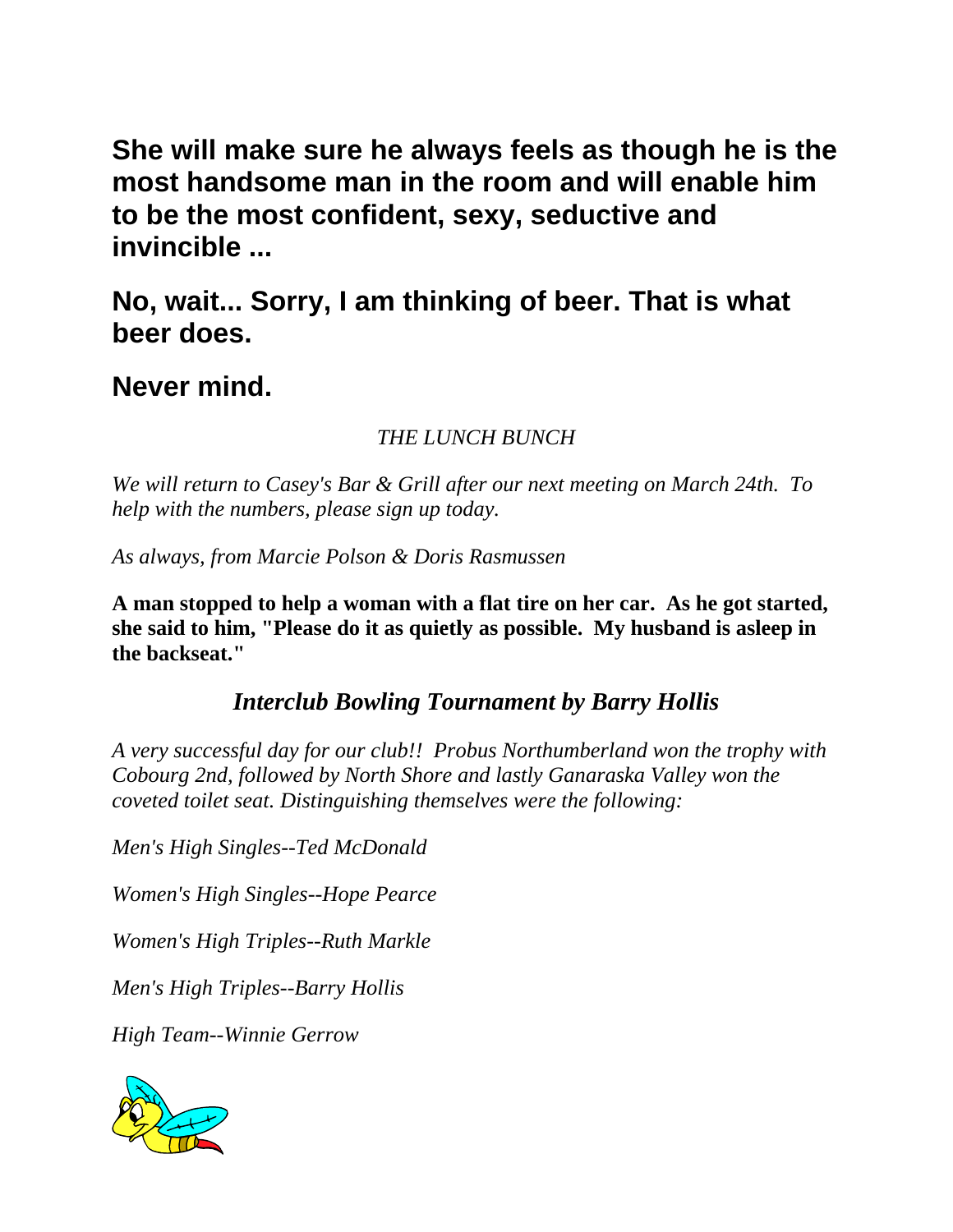**She will make sure he always feels as though he is the most handsome man in the room and will enable him to be the most confident, sexy, seductive and invincible ...**

**No, wait... Sorry, I am thinking of beer. That is what beer does.**

**Never mind.**

*THE LUNCH BUNCH*

*We will return to Casey's Bar & Grill after our next meeting on March 24th. To help with the numbers, please sign up today.*

*As always, from Marcie Polson & Doris Rasmussen*

**A man stopped to help a woman with a flat tire on her car. As he got started, she said to him, "Please do it as quietly as possible. My husband is asleep in the backseat."**

## *Interclub Bowling Tournament by Barry Hollis*

*A very successful day for our club!! Probus Northumberland won the trophy with Cobourg 2nd, followed by North Shore and lastly Ganaraska Valley won the coveted toilet seat. Distinguishing themselves were the following:*

*Men's High Singles--Ted McDonald*

*Women's High Singles--Hope Pearce*

*Women's High Triples--Ruth Markle*

*Men's High Triples--Barry Hollis*

*High Team--Winnie Gerrow*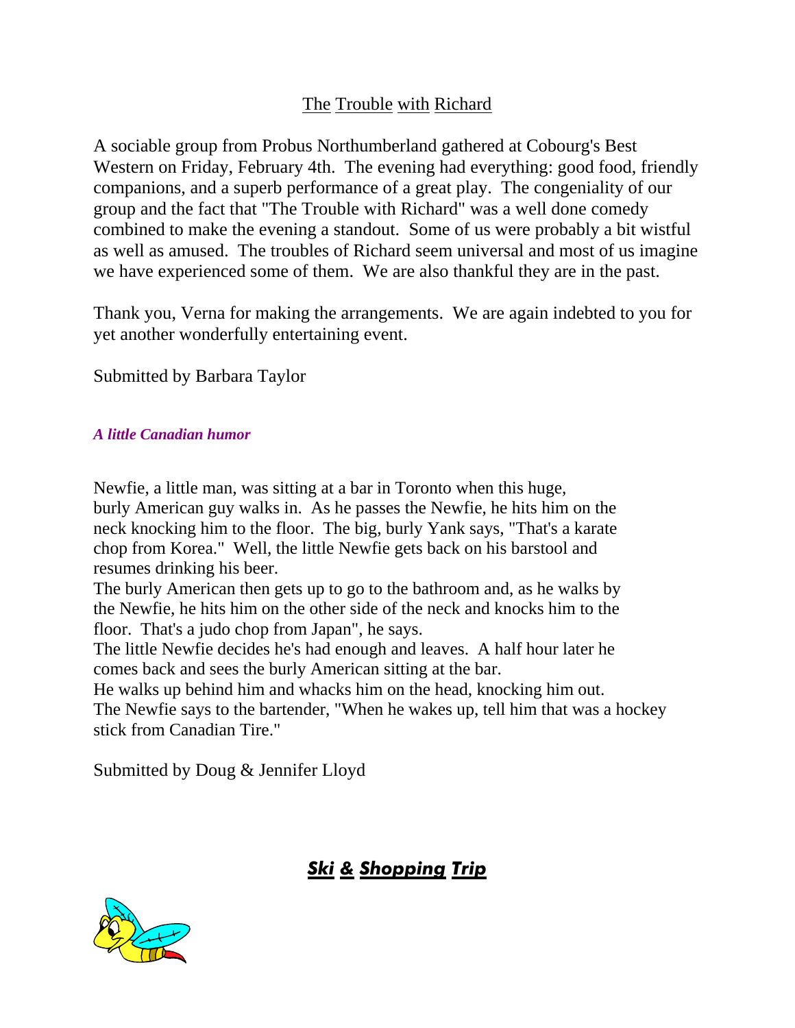## The Trouble with Richard

A sociable group from Probus Northumberland gathered at Cobourg's Best Western on Friday, February 4th. The evening had everything: good food, friendly companions, and a superb performance of a great play. The congeniality of our group and the fact that "The Trouble with Richard" was a well done comedy combined to make the evening a standout. Some of us were probably a bit wistful as well as amused. The troubles of Richard seem universal and most of us imagine we have experienced some of them. We are also thankful they are in the past.

Thank you, Verna for making the arrangements. We are again indebted to you for yet another wonderfully entertaining event.

Submitted by Barbara Taylor

***A little Canadian humor***

Newfie, a little man, was sitting at a bar in Toronto when this huge, burly American guy walks in. As he passes the Newfie, he hits him on the neck knocking him to the floor. The big, burly Yank says, "That's a karate chop from Korea." Well, the little Newfie gets back on his barstool and resumes drinking his beer.
The burly American then gets up to go to the bathroom and, as he walks by the Newfie, he hits him on the other side of the neck and knocks him to the floor. That's a judo chop from Japan", he says.
The little Newfie decides he's had enough and leaves. A half hour later he comes back and sees the burly American sitting at the bar.
He walks up behind him and whacks him on the head, knocking him out.
The Newfie says to the bartender, "When he wakes up, tell him that was a hockey stick from Canadian Tire."

Submitted by Doug & Jennifer Lloyd

## ***Ski & Shopping Trip***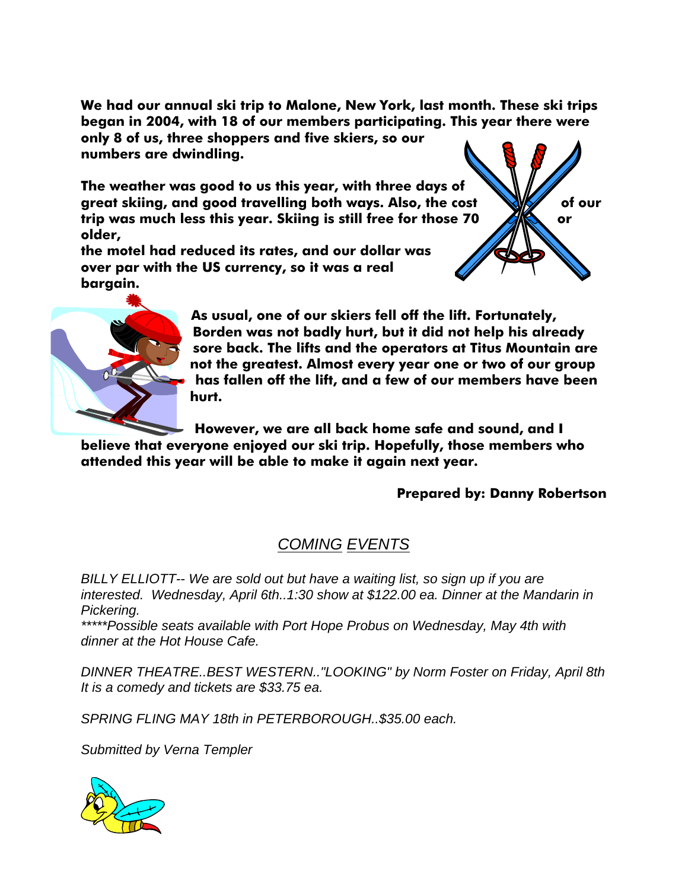**We had our annual ski trip to Malone, New York, last month. These ski trips began in 2004, with 18 of our members participating. This year there were only 8 of us, three shoppers and five skiers, so our numbers are dwindling.**

**The weather was good to us this year, with three days of great skiing, and good travelling both ways. Also, the cost of our trip was much less this year. Skiing is still free for those 70 or older, the motel had reduced its rates, and our dollar was over par with the US currency, so it was a real bargain.**

**As usual, one of our skiers fell off the lift. Fortunately, Borden was not badly hurt, but it did not help his already sore back. The lifts and the operators at Titus Mountain are not the greatest. Almost every year one or two of our group has fallen off the lift, and a few of our members have been hurt.**

**However, we are all back home safe and sound, and I believe that everyone enjoyed our ski trip. Hopefully, those members who attended this year will be able to make it again next year.**

**Prepared by: Danny Robertson**

## *COMING EVENTS*

*BILLY ELLIOTT-- We are sold out but have a waiting list, so sign up if you are interested. Wednesday, April 6th..1:30 show at $122.00 ea. Dinner at the Mandarin in Pickering.*
*\*\*\*\*\*Possible seats available with Port Hope Probus on Wednesday, May 4th with dinner at the Hot House Cafe.*

*DINNER THEATRE..BEST WESTERN.."LOOKING" by Norm Foster on Friday, April 8th It is a comedy and tickets are $33.75 ea.*

*SPRING FLING MAY 18th in PETERBOROUGH..$35.00 each.*

*Submitted by Verna Templer*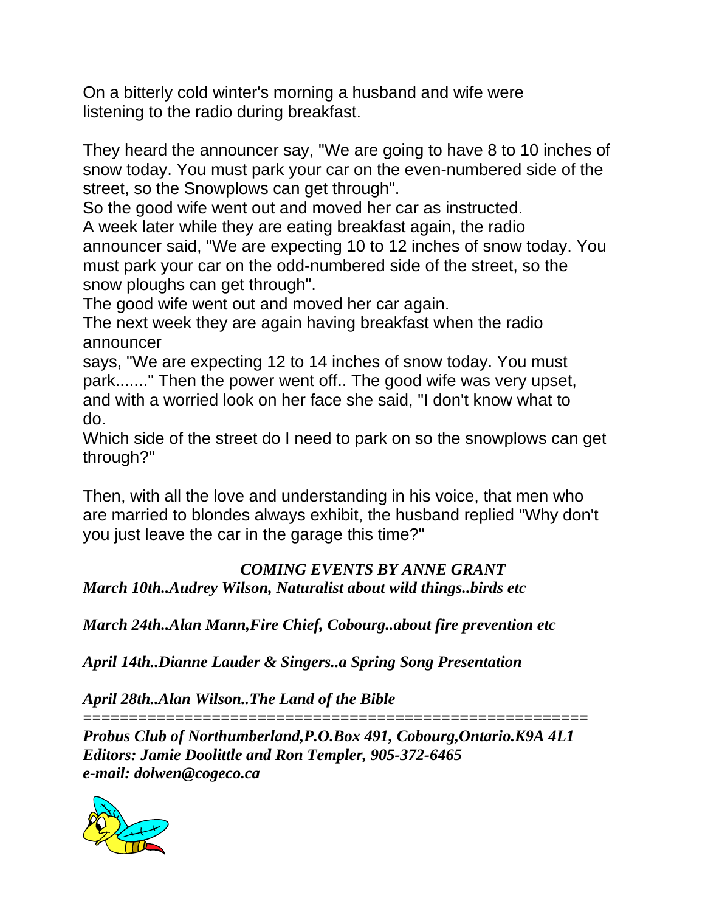On a bitterly cold winter's morning a husband and wife were listening to the radio during breakfast.

They heard the announcer say, "We are going to have 8 to 10 inches of snow today. You must park your car on the even-numbered side of the street, so the Snowplows can get through".
So the good wife went out and moved her car as instructed.
A week later while they are eating breakfast again, the radio announcer said, "We are expecting 10 to 12 inches of snow today. You must park your car on the odd-numbered side of the street, so the snow ploughs can get through".
The good wife went out and moved her car again.
The next week they are again having breakfast when the radio announcer
says, "We are expecting 12 to 14 inches of snow today. You must park......." Then the power went off.. The good wife was very upset, and with a worried look on her face she said, "I don't know what to do.
Which side of the street do I need to park on so the snowplows can get through?"

Then, with all the love and understanding in his voice, that men who are married to blondes always exhibit, the husband replied "Why don't you just leave the car in the garage this time?"

***COMING EVENTS BY ANNE GRANT***

***March 10th..Audrey Wilson, Naturalist about wild things..birds etc***

***March 24th..Alan Mann,Fire Chief, Cobourg..about fire prevention etc***

***April 14th..Dianne Lauder & Singers..a Spring Song Presentation***

***April 28th..Alan Wilson..The Land of the Bible***

=====================================================

***Probus Club of Northumberland,P.O.Box 491, Cobourg,Ontario.K9A 4L1***
***Editors: Jamie Doolittle and Ron Templer, 905-372-6465***
***e-mail: dolwen@cogeco.ca***